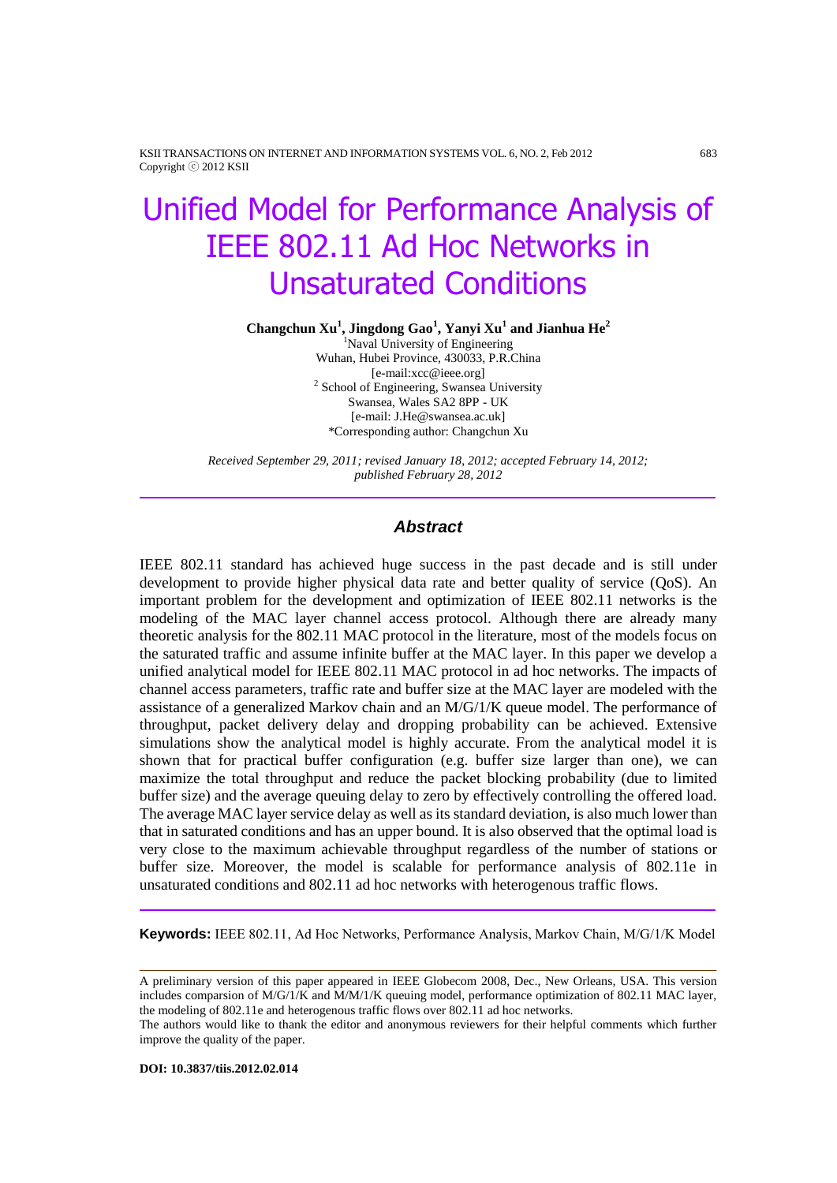# Unified Model for Performance Analysis of IEEE 802.11 Ad Hoc Networks in Unsaturated Conditions

**Changchun Xu[1], Jingdong Gao[1], Yanyi Xu[1] and Jianhua He[2]**

[1]Naval University of Engineering
Wuhan, Hubei Province, 430033, P.R.China
[e-mail:xcc@ieee.org]
[2] School of Engineering, Swansea University
Swansea, Wales SA2 8PP - UK
[e-mail: J.He@swansea.ac.uk]
*Corresponding author: Changchun Xu

*Received September 29, 2011; revised January 18, 2012; accepted February 14, 2012; published February 28, 2012*

## Abstract

IEEE 802.11 standard has achieved huge success in the past decade and is still under development to provide higher physical data rate and better quality of service (QoS). An important problem for the development and optimization of IEEE 802.11 networks is the modeling of the MAC layer channel access protocol. Although there are already many theoretic analysis for the 802.11 MAC protocol in the literature, most of the models focus on the saturated traffic and assume infinite buffer at the MAC layer. In this paper we develop a unified analytical model for IEEE 802.11 MAC protocol in ad hoc networks. The impacts of channel access parameters, traffic rate and buffer size at the MAC layer are modeled with the assistance of a generalized Markov chain and an M/G/1/K queue model. The performance of throughput, packet delivery delay and dropping probability can be achieved. Extensive simulations show the analytical model is highly accurate. From the analytical model it is shown that for practical buffer configuration (e.g. buffer size larger than one), we can maximize the total throughput and reduce the packet blocking probability (due to limited buffer size) and the average queuing delay to zero by effectively controlling the offered load. The average MAC layer service delay as well as its standard deviation, is also much lower than that in saturated conditions and has an upper bound. It is also observed that the optimal load is very close to the maximum achievable throughput regardless of the number of stations or buffer size. Moreover, the model is scalable for performance analysis of 802.11e in unsaturated conditions and 802.11 ad hoc networks with heterogenous traffic flows.

**Keywords:** IEEE 802.11, Ad Hoc Networks, Performance Analysis, Markov Chain, M/G/1/K Model

---

A preliminary version of this paper appeared in IEEE Globecom 2008, Dec., New Orleans, USA. This version includes comparsion of M/G/1/K and M/M/1/K queuing model, performance optimization of 802.11 MAC layer, the modeling of 802.11e and heterogenous traffic flows over 802.11 ad hoc networks.
The authors would like to thank the editor and anonymous reviewers for their helpful comments which further improve the quality of the paper.

**DOI: 10.3837/tiis.2012.02.014**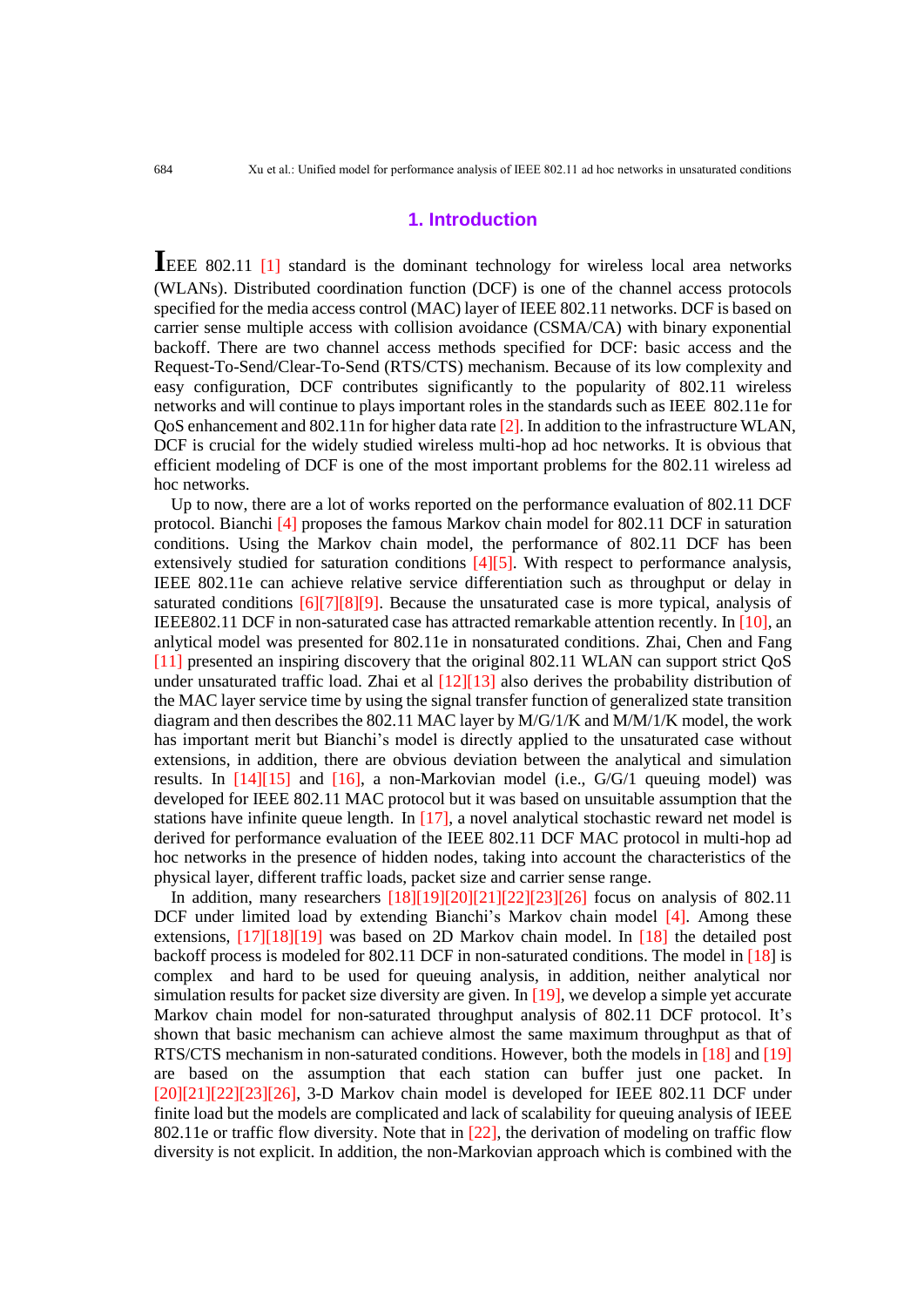## 1. Introduction

IEEE 802.11 [1] standard is the dominant technology for wireless local area networks (WLANs). Distributed coordination function (DCF) is one of the channel access protocols specified for the media access control (MAC) layer of IEEE 802.11 networks. DCF is based on carrier sense multiple access with collision avoidance (CSMA/CA) with binary exponential backoff. There are two channel access methods specified for DCF: basic access and the Request-To-Send/Clear-To-Send (RTS/CTS) mechanism. Because of its low complexity and easy configuration, DCF contributes significantly to the popularity of 802.11 wireless networks and will continue to plays important roles in the standards such as IEEE 802.11e for QoS enhancement and 802.11n for higher data rate [2]. In addition to the infrastructure WLAN, DCF is crucial for the widely studied wireless multi-hop ad hoc networks. It is obvious that efficient modeling of DCF is one of the most important problems for the 802.11 wireless ad hoc networks.

Up to now, there are a lot of works reported on the performance evaluation of 802.11 DCF protocol. Bianchi [4] proposes the famous Markov chain model for 802.11 DCF in saturation conditions. Using the Markov chain model, the performance of 802.11 DCF has been extensively studied for saturation conditions [4][5]. With respect to performance analysis, IEEE 802.11e can achieve relative service differentiation such as throughput or delay in saturated conditions [6][7][8][9]. Because the unsaturated case is more typical, analysis of IEEE802.11 DCF in non-saturated case has attracted remarkable attention recently. In [10], an anlytical model was presented for 802.11e in nonsaturated conditions. Zhai, Chen and Fang [11] presented an inspiring discovery that the original 802.11 WLAN can support strict QoS under unsaturated traffic load. Zhai et al [12][13] also derives the probability distribution of the MAC layer service time by using the signal transfer function of generalized state transition diagram and then describes the 802.11 MAC layer by M/G/1/K and M/M/1/K model, the work has important merit but Bianchi's model is directly applied to the unsaturated case without extensions, in addition, there are obvious deviation between the analytical and simulation results. In [14][15] and [16], a non-Markovian model (i.e., G/G/1 queuing model) was developed for IEEE 802.11 MAC protocol but it was based on unsuitable assumption that the stations have infinite queue length. In [17], a novel analytical stochastic reward net model is derived for performance evaluation of the IEEE 802.11 DCF MAC protocol in multi-hop ad hoc networks in the presence of hidden nodes, taking into account the characteristics of the physical layer, different traffic loads, packet size and carrier sense range.

In addition, many researchers [18][19][20][21][22][23][26] focus on analysis of 802.11 DCF under limited load by extending Bianchi's Markov chain model [4]. Among these extensions, [17][18][19] was based on 2D Markov chain model. In [18] the detailed post backoff process is modeled for 802.11 DCF in non-saturated conditions. The model in [18] is complex and hard to be used for queuing analysis, in addition, neither analytical nor simulation results for packet size diversity are given. In [19], we develop a simple yet accurate Markov chain model for non-saturated throughput analysis of 802.11 DCF protocol. It's shown that basic mechanism can achieve almost the same maximum throughput as that of RTS/CTS mechanism in non-saturated conditions. However, both the models in [18] and [19] are based on the assumption that each station can buffer just one packet. In [20][21][22][23][26], 3-D Markov chain model is developed for IEEE 802.11 DCF under finite load but the models are complicated and lack of scalability for queuing analysis of IEEE 802.11e or traffic flow diversity. Note that in [22], the derivation of modeling on traffic flow diversity is not explicit. In addition, the non-Markovian approach which is combined with the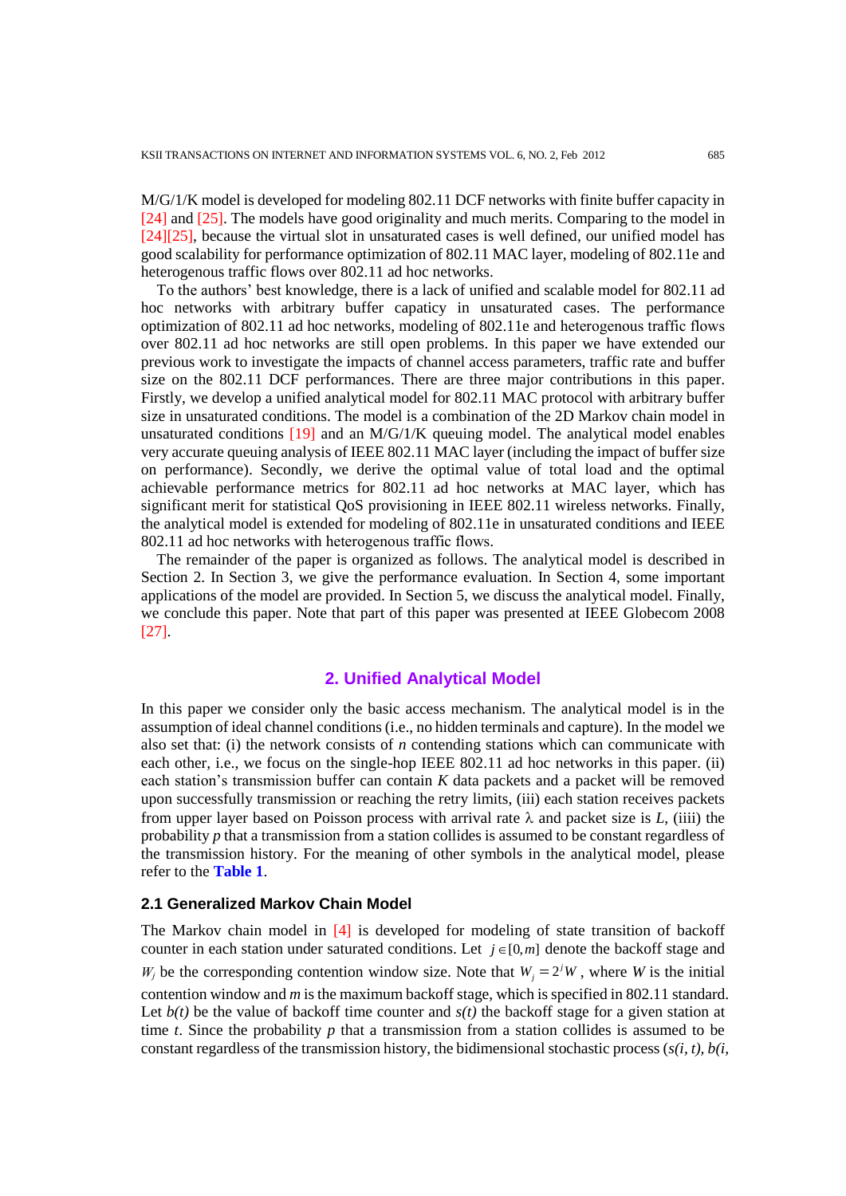M/G/1/K model is developed for modeling 802.11 DCF networks with finite buffer capacity in [24] and [25]. The models have good originality and much merits. Comparing to the model in [24][25], because the virtual slot in unsaturated cases is well defined, our unified model has good scalability for performance optimization of 802.11 MAC layer, modeling of 802.11e and heterogenous traffic flows over 802.11 ad hoc networks.

To the authors' best knowledge, there is a lack of unified and scalable model for 802.11 ad hoc networks with arbitrary buffer capacity in unsaturated cases. The performance optimization of 802.11 ad hoc networks, modeling of 802.11e and heterogenous traffic flows over 802.11 ad hoc networks are still open problems. In this paper we have extended our previous work to investigate the impacts of channel access parameters, traffic rate and buffer size on the 802.11 DCF performances. There are three major contributions in this paper. Firstly, we develop a unified analytical model for 802.11 MAC protocol with arbitrary buffer size in unsaturated conditions. The model is a combination of the 2D Markov chain model in unsaturated conditions [19] and an M/G/1/K queuing model. The analytical model enables very accurate queuing analysis of IEEE 802.11 MAC layer (including the impact of buffer size on performance). Secondly, we derive the optimal value of total load and the optimal achievable performance metrics for 802.11 ad hoc networks at MAC layer, which has significant merit for statistical QoS provisioning in IEEE 802.11 wireless networks. Finally, the analytical model is extended for modeling of 802.11e in unsaturated conditions and IEEE 802.11 ad hoc networks with heterogenous traffic flows.

The remainder of the paper is organized as follows. The analytical model is described in Section 2. In Section 3, we give the performance evaluation. In Section 4, some important applications of the model are provided. In Section 5, we discuss the analytical model. Finally, we conclude this paper. Note that part of this paper was presented at IEEE Globecom 2008 [27].

## 2. Unified Analytical Model

In this paper we consider only the basic access mechanism. The analytical model is in the assumption of ideal channel conditions (i.e., no hidden terminals and capture). In the model we also set that: (i) the network consists of $n$ contending stations which can communicate with each other, i.e., we focus on the single-hop IEEE 802.11 ad hoc networks in this paper. (ii) each station's transmission buffer can contain $K$ data packets and a packet will be removed upon successfully transmission or reaching the retry limits, (iii) each station receives packets from upper layer based on Poisson process with arrival rate $\lambda$ and packet size is $L$, (iiii) the probability $p$ that a transmission from a station collides is assumed to be constant regardless of the transmission history. For the meaning of other symbols in the analytical model, please refer to the **Table 1**.

### 2.1 Generalized Markov Chain Model

The Markov chain model in [4] is developed for modeling of state transition of backoff counter in each station under saturated conditions. Let $j \in [0, m]$ denote the backoff stage and $W_j$ be the corresponding contention window size. Note that $W_j = 2^j W$, where $W$ is the initial contention window and $m$ is the maximum backoff stage, which is specified in 802.11 standard. Let $b(t)$ be the value of backoff time counter and $s(t)$ the backoff stage for a given station at time $t$. Since the probability $p$ that a transmission from a station collides is assumed to be constant regardless of the transmission history, the bidimensional stochastic process ($s(i, t), b(i,$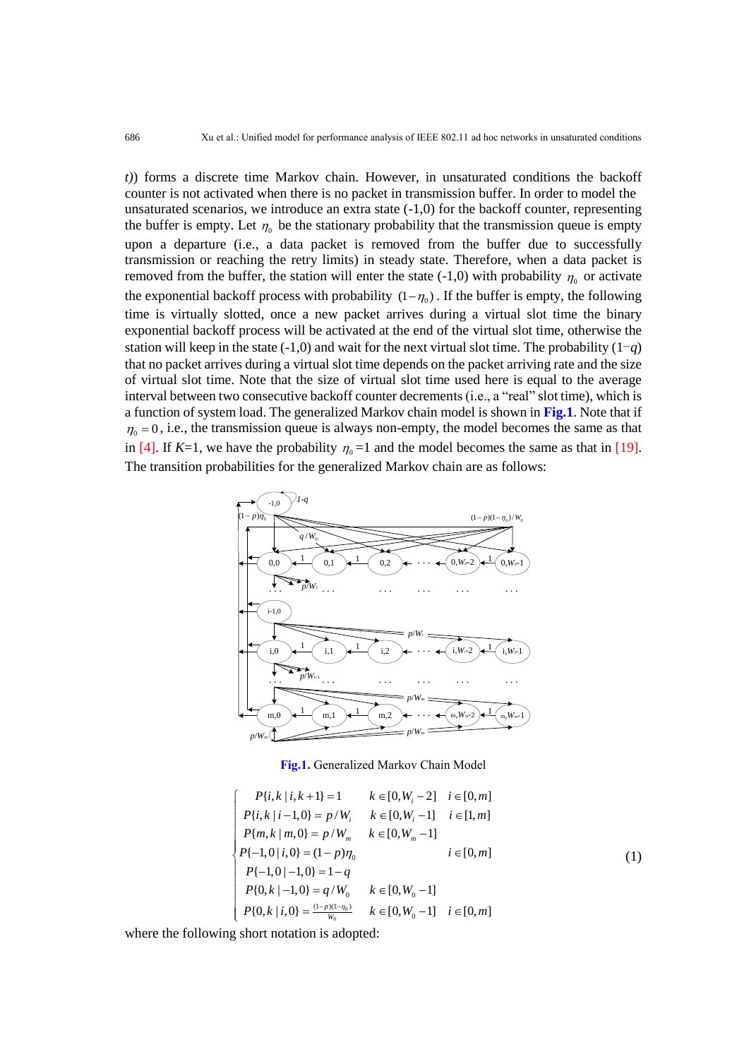t)) forms a discrete time Markov chain. However, in unsaturated conditions the backoff counter is not activated when there is no packet in transmission buffer. In order to model the unsaturated scenarios, we introduce an extra state (-1,0) for the backoff counter, representing the buffer is empty. Let $\eta_0$ be the stationary probability that the transmission queue is empty upon a departure (i.e., a data packet is removed from the buffer due to successfully transmission or reaching the retry limits) in steady state. Therefore, when a data packet is removed from the buffer, the station will enter the state (-1,0) with probability $\eta_0$ or activate the exponential backoff process with probability $(1-\eta_0)$. If the buffer is empty, the following time is virtually slotted, once a new packet arrives during a virtual slot time the binary exponential backoff process will be activated at the end of the virtual slot time, otherwise the station will keep in the state (-1,0) and wait for the next virtual slot time. The probability $(1-q)$ that no packet arrives during a virtual slot time depends on the packet arriving rate and the size of virtual slot time. Note that the size of virtual slot time used here is equal to the average interval between two consecutive backoff counter decrements (i.e., a "real" slot time), which is a function of system load. The generalized Markov chain model is shown in **Fig.1**. Note that if $\eta_0 = 0$, i.e., the transmission queue is always non-empty, the model becomes the same as that in [4]. If $K$=1, we have the probability $\eta_0$=1 and the model becomes the same as that in [19]. The transition probabilities for the generalized Markov chain are as follows:

**Fig.1.** Generalized Markov Chain Model

$$
\begin{cases}
P\{i,k \mid i,k+1\} = 1 & k \in [0, W_i - 2] \quad i \in [0, m] \\
P\{i,k \mid i-1,0\} = p / W_i & k \in [0, W_i - 1] \quad i \in [1, m] \\
P\{m,k \mid m,0\} = p / W_m & k \in [0, W_m - 1] \\
P\{-1,0 \mid i,0\} = (1-p)\eta_0 & \quad i \in [0, m] \\
P\{-1,0 \mid -1,0\} = 1 - q & \\
P\{0,k \mid -1,0\} = q / W_0 & k \in [0, W_0 - 1] \\
P\{0,k \mid i,0\} = \frac{(1-p)(1-\eta_0)}{W_0} & k \in [0, W_0 - 1] \quad i \in [0, m]
\end{cases}
\qquad (1)
$$

where the following short notation is adopted: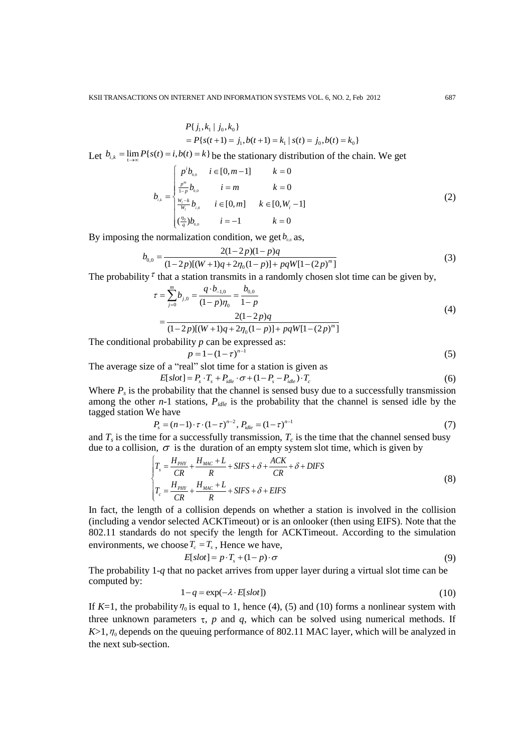$$
\begin{aligned}
&P\{j_1, k_1 \mid j_0, k_0\} \\
&= P\{s(t+1) = j_1, b(t+1) = k_1 \mid s(t) = j_0, b(t) = k_0\}
\end{aligned}
$$

Let $b_{i,k} = \lim_{t\to\infty} P\{s(t) = i, b(t) = k\}$ be the stationary distribution of the chain. We get

$$
b_{i,k} = \begin{cases} p^i b_{0,0} & i \in [0, m-1] \quad k = 0 \\ \frac{p^m}{1-p} b_{0,0} & i = m \quad k = 0 \\ \frac{W_i - k}{W_i} b_{i,0} & i \in [0, m] \quad k \in [0, W_i - 1] \\ (\frac{\eta_0}{q}) b_{0,0} & i = -1 \quad k = 0 \end{cases} \tag{2}
$$

By imposing the normalization condition, we get $b_{0,0}$ as,

$$
b_{0,0} = \frac{2(1-2p)(1-p)q}{(1-2p)[(W+1)q + 2\eta_0(1-p)] + pqW[1-(2p)^m]} \tag{3}
$$

The probability $\tau$ that a station transmits in a randomly chosen slot time can be given by,

$$
\begin{aligned}
\tau &= \sum_{j=0}^{m} b_{j,0} = \frac{q \cdot b_{-1,0}}{(1-p)\eta_0} = \frac{b_{0,0}}{1-p} \\
&= \frac{2(1-2p)q}{(1-2p)[(W+1)q + 2\eta_0(1-p)] + pqW[1-(2p)^m]}
\end{aligned} \tag{4}
$$

The conditional probability $p$ can be expressed as:

$$
p = 1 - (1-\tau)^{n-1} \tag{5}
$$

The average size of a "real" slot time for a station is given as

$$
E[slot] = P_s \cdot T_s + P_{idle} \cdot \sigma + (1 - P_s - P_{idle}) \cdot T_c \tag{6}
$$

Where $P_s$ is the probability that the channel is sensed busy due to a successfully transmission among the other $n$-1 stations, $P_{idle}$ is the probability that the channel is sensed idle by the tagged station We have

$$
P_s = (n-1)\cdot\tau\cdot(1-\tau)^{n-2},\ P_{idle} = (1-\tau)^{n-1} \tag{7}
$$

and $T_s$ is the time for a successfully transmission, $T_c$ is the time that the channel sensed busy due to a collision, $\sigma$ is the duration of an empty system slot time, which is given by

$$
\begin{cases} T_s = \dfrac{H_{PHY}}{CR} + \dfrac{H_{MAC} + L}{R} + SIFS + \delta + \dfrac{ACK}{CR} + \delta + DIFS \\ T_c = \dfrac{H_{PHY}}{CR} + \dfrac{H_{MAC} + L}{R} + SIFS + \delta + EIFS \end{cases} \tag{8}
$$

In fact, the length of a collision depends on whether a station is involved in the collision (including a vendor selected ACKTimeout) or is an onlooker (then using EIFS). Note that the 802.11 standards do not specify the length for ACKTimeout. According to the simulation environments, we choose $T_c = T_s$ , Hence we have,

$$
E[slot] = p \cdot T_s + (1-p)\cdot\sigma \tag{9}
$$

The probability 1-$q$ that no packet arrives from upper layer during a virtual slot time can be computed by:

$$
1 - q = \exp(-\lambda \cdot E[slot]) \tag{10}
$$

If $K$=1, the probability $\eta_0$ is equal to 1, hence (4), (5) and (10) forms a nonlinear system with three unknown parameters $\tau$, $p$ and $q$, which can be solved using numerical methods. If $K$>1, $\eta_0$ depends on the queuing performance of 802.11 MAC layer, which will be analyzed in the next sub-section.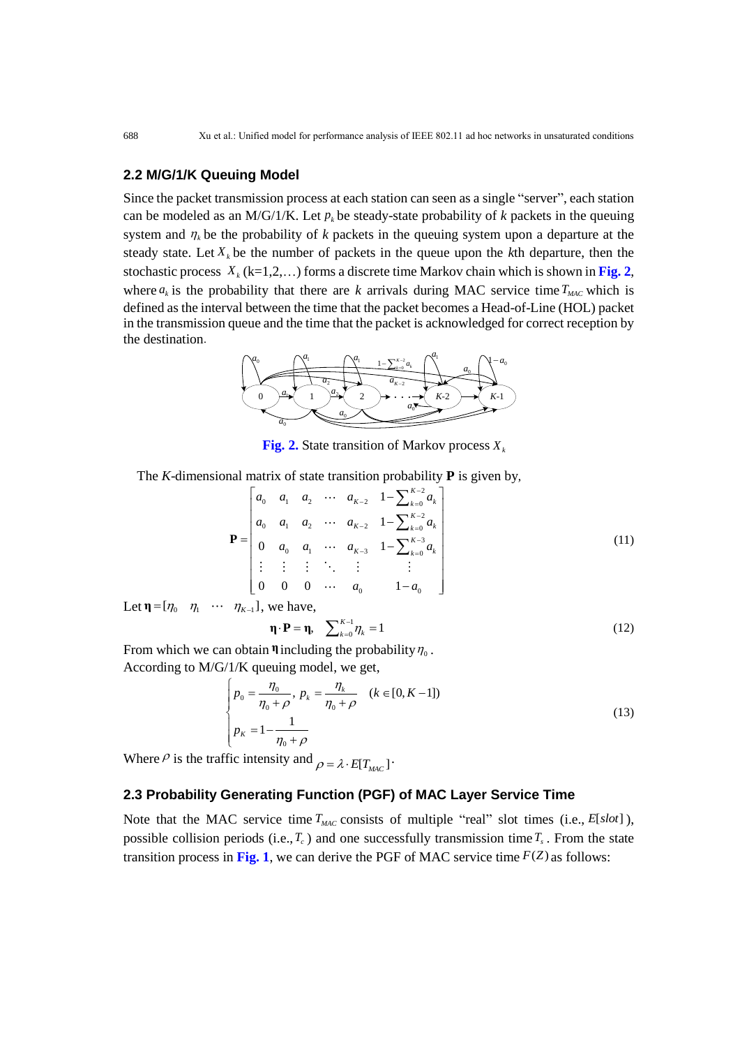### 2.2 M/G/1/K Queuing Model

Since the packet transmission process at each station can seen as a single "server", each station can be modeled as an M/G/1/K. Let $p_k$ be steady-state probability of $k$ packets in the queuing system and $\eta_k$ be the probability of $k$ packets in the queuing system upon a departure at the steady state. Let $X_k$ be the number of packets in the queue upon the $k$th departure, then the stochastic process $X_k$ (k=1,2,…) forms a discrete time Markov chain which is shown in **Fig. 2**, where $a_k$ is the probability that there are $k$ arrivals during MAC service time $T_{MAC}$ which is defined as the interval between the time that the packet becomes a Head-of-Line (HOL) packet in the transmission queue and the time that the packet is acknowledged for correct reception by the destination.

**Fig. 2.** State transition of Markov process $X_k$

The $K$-dimensional matrix of state transition probability $\mathbf{P}$ is given by,

$$\mathbf{P} = \begin{bmatrix} a_0 & a_1 & a_2 & \cdots & a_{K-2} & 1-\sum_{k=0}^{K-2} a_k \\ a_0 & a_1 & a_2 & \cdots & a_{K-2} & 1-\sum_{k=0}^{K-2} a_k \\ 0 & a_0 & a_1 & \cdots & a_{K-3} & 1-\sum_{k=0}^{K-3} a_k \\ \vdots & \vdots & \vdots & \ddots & \vdots & \vdots \\ 0 & 0 & 0 & \cdots & a_0 & 1-a_0 \end{bmatrix} \tag{11}$$

Let $\boldsymbol{\eta} = [\eta_0 \quad \eta_1 \quad \cdots \quad \eta_{K-1}]$, we have,

$$\boldsymbol{\eta} \cdot \mathbf{P} = \boldsymbol{\eta}, \quad \sum_{k=0}^{K-1} \eta_k = 1 \tag{12}$$

From which we can obtain $\boldsymbol{\eta}$ including the probability $\eta_0$.
According to M/G/1/K queuing model, we get,

$$\begin{cases} p_0 = \dfrac{\eta_0}{\eta_0 + \rho}, \; p_k = \dfrac{\eta_k}{\eta_0 + \rho} \quad (k \in [0, K-1]) \\ p_K = 1 - \dfrac{1}{\eta_0 + \rho} \end{cases} \tag{13}$$

Where $\rho$ is the traffic intensity and $\rho = \lambda \cdot E[T_{MAC}]$.

### 2.3 Probability Generating Function (PGF) of MAC Layer Service Time

Note that the MAC service time $T_{MAC}$ consists of multiple "real" slot times (i.e., $E[slot]$), possible collision periods (i.e., $T_c$) and one successfully transmission time $T_s$. From the state transition process in **Fig. 1**, we can derive the PGF of MAC service time $F(Z)$ as follows: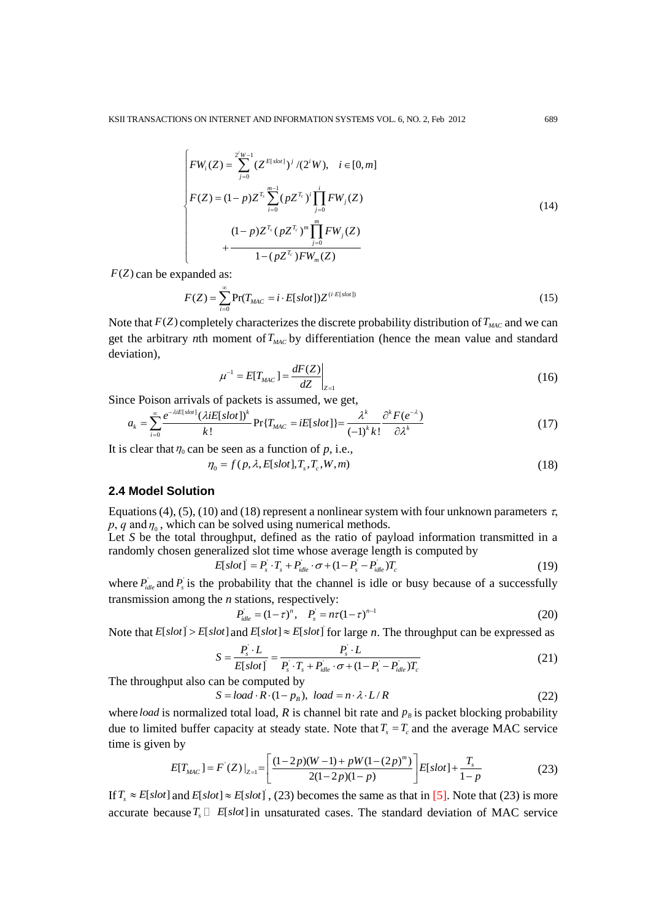$$
\begin{cases}
FW_i(Z) = \sum_{j=0}^{2^i W-1} (Z^{E[slot]})^j / (2^i W), \quad i \in [0, m] \\
F(Z) = (1-p) Z^{T_s} \sum_{i=0}^{m-1} (pZ^{T_c})^i \prod_{j=0}^{i} FW_j(Z) \\
\qquad + \dfrac{(1-p) Z^{T_s} (pZ^{T_c})^m \prod_{j=0}^{m} FW_j(Z)}{1-(pZ^{T_c}) FW_m(Z)}
\end{cases}
\tag{14}
$$

$F(Z)$ can be expanded as:

$$
F(Z) = \sum_{i=0}^{\infty} \Pr(T_{MAC} = i \cdot E[slot]) Z^{(i \cdot E[slot])} \tag{15}
$$

Note that $F(Z)$ completely characterizes the discrete probability distribution of $T_{MAC}$ and we can get the arbitrary *n*th moment of $T_{MAC}$ by differentiation (hence the mean value and standard deviation),

$$
\mu^{-1} = E[T_{MAC}] = \left. \frac{dF(Z)}{dZ} \right|_{Z=1} \tag{16}
$$

Since Poison arrivals of packets is assumed, we get,

$$
a_k = \sum_{i=0}^{\infty} \frac{e^{-\lambda i E[slot]} (\lambda i E[slot])^k}{k!} \Pr\{T_{MAC} = iE[slot]\} = \frac{\lambda^k}{(-1)^k k!} \frac{\partial^k F(e^{-\lambda})}{\partial \lambda^k} \tag{17}
$$

It is clear that $\eta_0$ can be seen as a function of *p*, i.e.,

$$
\eta_0 = f(p, \lambda, E[slot], T_s, T_c, W, m) \tag{18}
$$

### 2.4 Model Solution

Equations (4), (5), (10) and (18) represent a nonlinear system with four unknown parameters $\tau$, *p*, *q* and $\eta_0$, which can be solved using numerical methods.

Let *S* be the total throughput, defined as the ratio of payload information transmitted in a randomly chosen generalized slot time whose average length is computed by

$$
E[slot]' = P_s' \cdot T_s + P_{idle}' \cdot \sigma + (1 - P_s' - P_{idle}') T_c \tag{19}
$$

where $P_{idle}'$ and $P_s'$ is the probability that the channel is idle or busy because of a successfully transmission among the *n* stations, respectively:

$$
P_{idle}' = (1-\tau)^n, \quad P_s' = n\tau(1-\tau)^{n-1} \tag{20}
$$

Note that $E[slot]' > E[slot]$ and $E[slot] \approx E[slot]'$ for large *n*. The throughput can be expressed as

$$
S = \frac{P_s' \cdot L}{E[slot]'} = \frac{P_s' \cdot L}{P_s' \cdot T_s + P_{idle}' \cdot \sigma + (1 - P_s' - P_{idle}') T_c} \tag{21}
$$

The throughput also can be computed by

$$
S = load \cdot R \cdot (1 - p_B), \;\; load = n \cdot \lambda \cdot L / R \tag{22}
$$

where *load* is normalized total load, *R* is channel bit rate and $p_B$ is packet blocking probability due to limited buffer capacity at steady state. Note that $T_s = T_c$ and the average MAC service time is given by

$$
E[T_{MAC}] = F'(Z)|_{Z=1} = \left[ \frac{(1-2p)(W-1) + pW(1-(2p)^m)}{2(1-2p)(1-p)} \right] E[slot] + \frac{T_s}{1-p} \tag{23}
$$

If $T_s \approx E[slot]$ and $E[slot] \approx E[slot]'$, (23) becomes the same as that in [5]. Note that (23) is more accurate because $T_s \gg E[slot]$ in unsaturated cases. The standard deviation of MAC service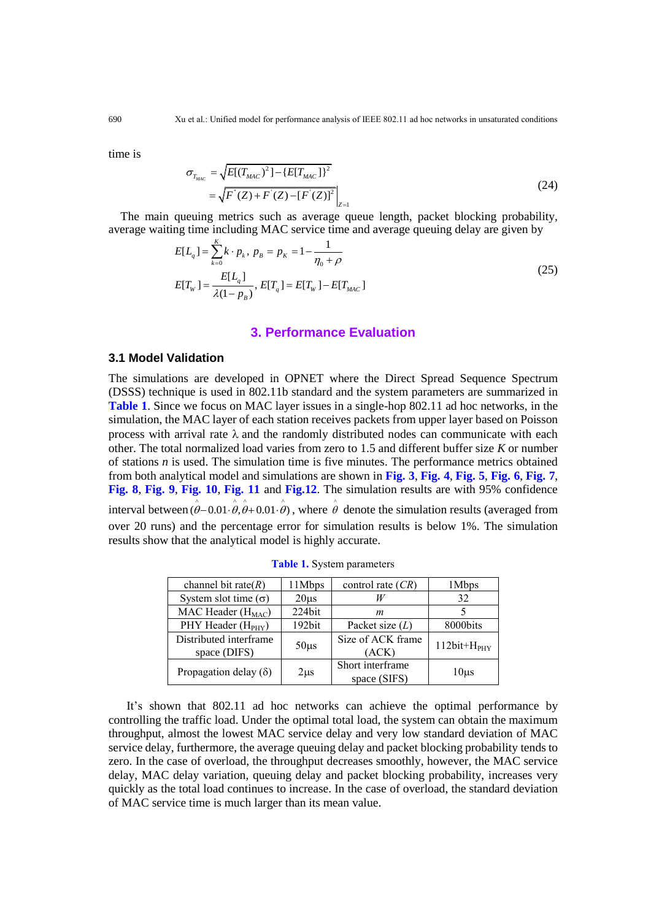time is

$$\sigma_{T_{MAC}} = \sqrt{E[(T_{MAC})^2] - \{E[T_{MAC}]\}^2}$$
$$= \sqrt{F^{''}(Z) + F^{'}(Z) - [F^{'}(Z)]^2}\Big|_{Z=1} \tag{24}$$

The main queuing metrics such as average queue length, packet blocking probability, average waiting time including MAC service time and average queuing delay are given by

$$E[L_q] = \sum_{k=0}^{K} k \cdot p_k,\ p_B = p_K = 1 - \frac{1}{\eta_0 + \rho}$$
$$E[T_W] = \frac{E[L_q]}{\lambda(1-p_B)},\ E[T_q] = E[T_W] - E[T_{MAC}] \tag{25}$$

## 3. Performance Evaluation

### 3.1 Model Validation

The simulations are developed in OPNET where the Direct Spread Sequence Spectrum (DSSS) technique is used in 802.11b standard and the system parameters are summarized in **Table 1**. Since we focus on MAC layer issues in a single-hop 802.11 ad hoc networks, in the simulation, the MAC layer of each station receives packets from upper layer based on Poisson process with arrival rate $\lambda$ and the randomly distributed nodes can communicate with each other. The total normalized load varies from zero to 1.5 and different buffer size $K$ or number of stations $n$ is used. The simulation time is five minutes. The performance metrics obtained from both analytical model and simulations are shown in **Fig. 3**, **Fig. 4**, **Fig. 5**, **Fig. 6**, **Fig. 7**, **Fig. 8**, **Fig. 9**, **Fig. 10**, **Fig. 11** and **Fig.12**. The simulation results are with 95% confidence interval between $(\hat{\theta} - 0.01 \cdot \hat{\theta}, \hat{\theta} + 0.01 \cdot \hat{\theta})$, where $\hat{\theta}$ denote the simulation results (averaged from over 20 runs) and the percentage error for simulation results is below 1%. The simulation results show that the analytical model is highly accurate.

**Table 1.** System parameters

| channel bit rate($R$) | 11Mbps | control rate ($CR$) | 1Mbps |
|---|---|---|---|
| System slot time ($\sigma$) | 20μs | $W$ | 32 |
| MAC Header ($H_{MAC}$) | 224bit | $m$ | 5 |
| PHY Header ($H_{PHY}$) | 192bit | Packet size ($L$) | 8000bits |
| Distributed interframe space (DIFS) | 50μs | Size of ACK frame (ACK) | 112bit+$H_{PHY}$ |
| Propagation delay ($\delta$) | 2μs | Short interframe space (SIFS) | 10μs |

It's shown that 802.11 ad hoc networks can achieve the optimal performance by controlling the traffic load. Under the optimal total load, the system can obtain the maximum throughput, almost the lowest MAC service delay and very low standard deviation of MAC service delay, furthermore, the average queuing delay and packet blocking probability tends to zero. In the case of overload, the throughput decreases smoothly, however, the MAC service delay, MAC delay variation, queuing delay and packet blocking probability, increases very quickly as the total load continues to increase. In the case of overload, the standard deviation of MAC service time is much larger than its mean value.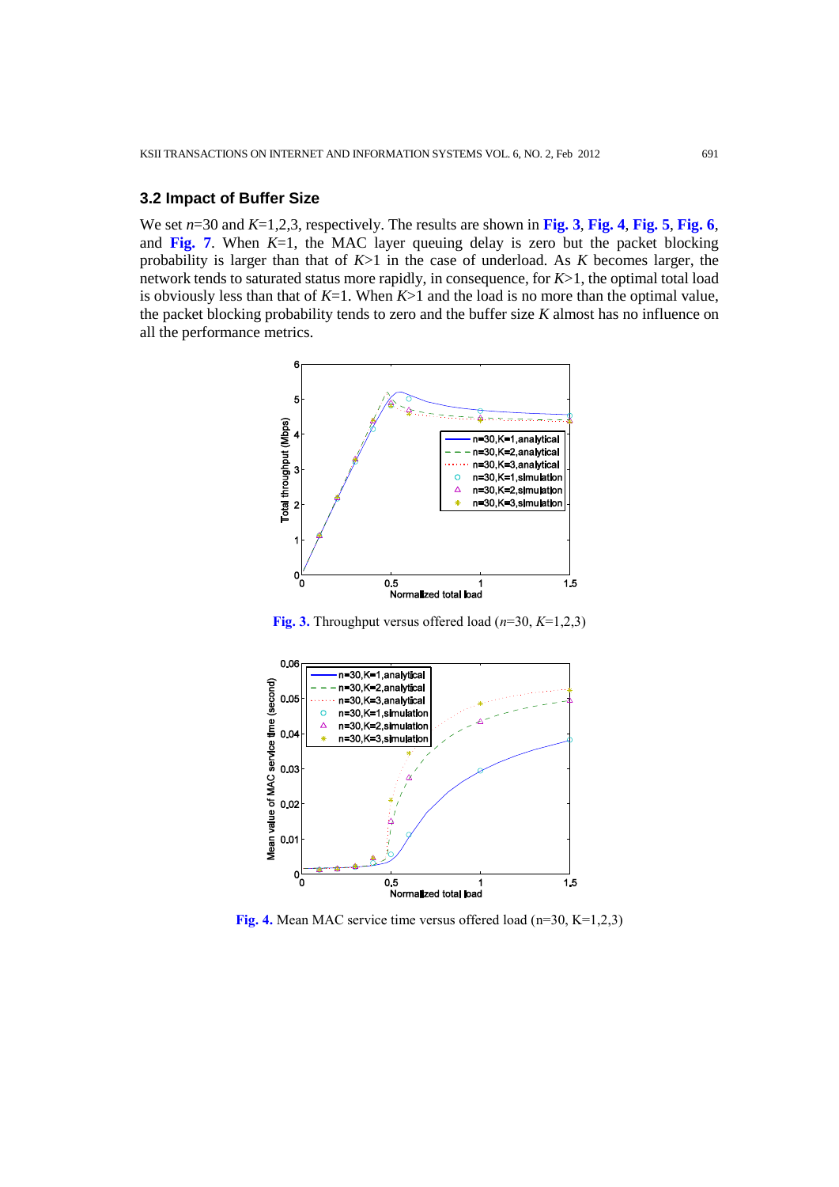### 3.2 Impact of Buffer Size

We set $n$=30 and $K$=1,2,3, respectively. The results are shown in **Fig. 3**, **Fig. 4**, **Fig. 5**, **Fig. 6**, and **Fig. 7**. When $K$=1, the MAC layer queuing delay is zero but the packet blocking probability is larger than that of $K$>1 in the case of underload. As $K$ becomes larger, the network tends to saturated status more rapidly, in consequence, for $K$>1, the optimal total load is obviously less than that of $K$=1. When $K$>1 and the load is no more than the optimal value, the packet blocking probability tends to zero and the buffer size $K$ almost has no influence on all the performance metrics.

**Fig. 3.** Throughput versus offered load ($n$=30, $K$=1,2,3)

**Fig. 4.** Mean MAC service time versus offered load (n=30, K=1,2,3)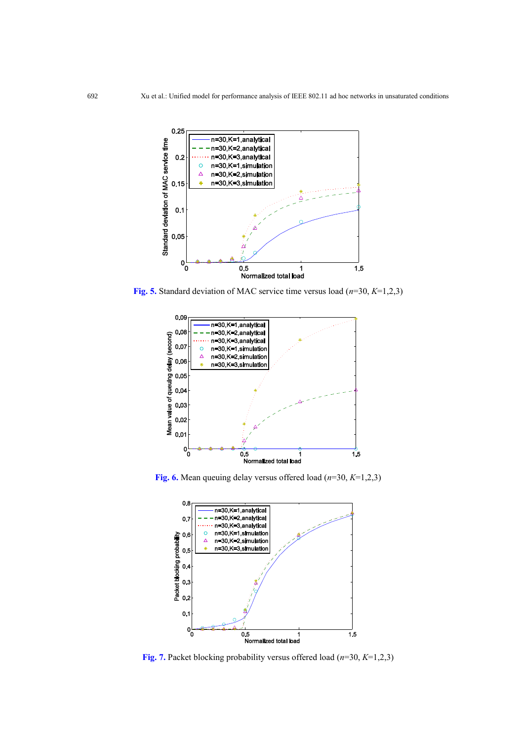**Fig. 5.** Standard deviation of MAC service time versus load ($n$=30, $K$=1,2,3)

**Fig. 6.** Mean queuing delay versus offered load ($n$=30, $K$=1,2,3)

**Fig. 7.** Packet blocking probability versus offered load ($n$=30, $K$=1,2,3)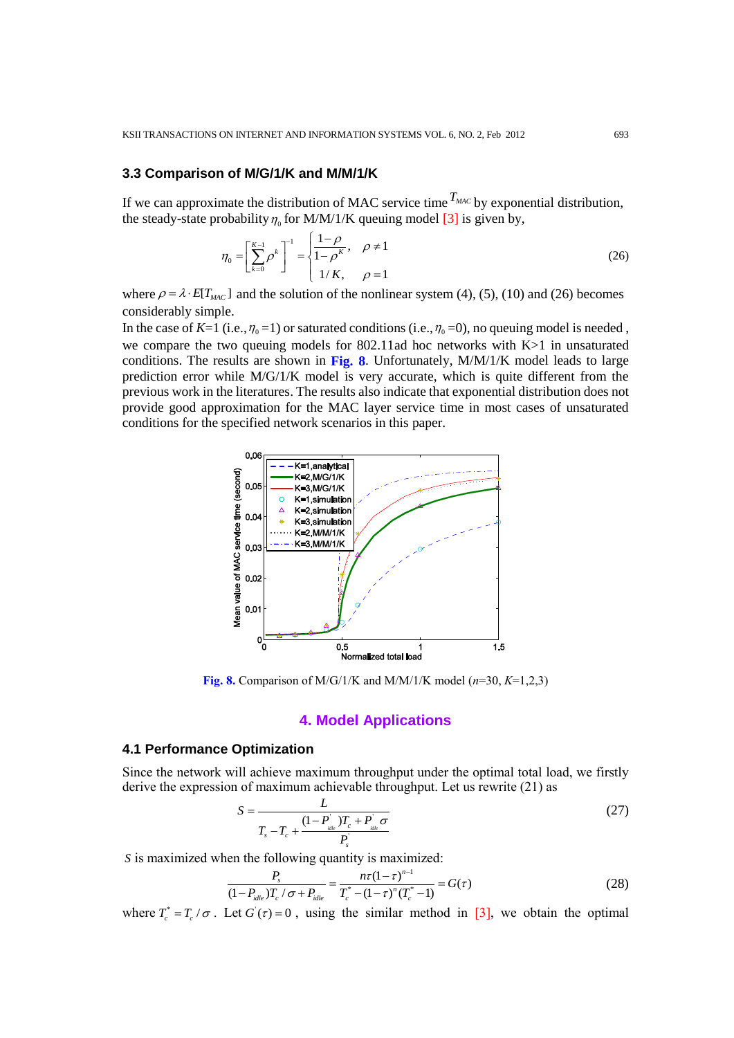### 3.3 Comparison of M/G/1/K and M/M/1/K

If we can approximate the distribution of MAC service time $T_{MAC}$ by exponential distribution, the steady-state probability $\eta_0$ for M/M/1/K queuing model [3] is given by,

$$\eta_0 = \left[\sum_{k=0}^{K-1} \rho^k\right]^{-1} = \begin{cases} \dfrac{1-\rho}{1-\rho^K}, & \rho \neq 1 \\ 1/K, & \rho = 1 \end{cases} \tag{26}$$

where $\rho = \lambda \cdot E[T_{MAC}]$ and the solution of the nonlinear system (4), (5), (10) and (26) becomes considerably simple.

In the case of $K$=1 (i.e., $\eta_0$ =1) or saturated conditions (i.e., $\eta_0$ =0), no queuing model is needed , we compare the two queuing models for 802.11ad hoc networks with K>1 in unsaturated conditions. The results are shown in **Fig. 8**. Unfortunately, M/M/1/K model leads to large prediction error while M/G/1/K model is very accurate, which is quite different from the previous work in the literatures. The results also indicate that exponential distribution does not provide good approximation for the MAC layer service time in most cases of unsaturated conditions for the specified network scenarios in this paper.

**Fig. 8.** Comparison of M/G/1/K and M/M/1/K model ($n$=30, $K$=1,2,3)

## 4. Model Applications

### 4.1 Performance Optimization

Since the network will achieve maximum throughput under the optimal total load, we firstly derive the expression of maximum achievable throughput. Let us rewrite (21) as

$$S = \frac{L}{T_s - T_c + \dfrac{(1-P_{idle}^{'})T_c + P_{idle}^{'}\sigma}{P_s^{'}}} \tag{27}$$

$S$ is maximized when the following quantity is maximized:

$$\frac{P_s}{(1-P_{idle})T_c/\sigma + P_{idle}} = \frac{n\tau(1-\tau)^{n-1}}{T_c^* - (1-\tau)^n (T_c^* - 1)} = G(\tau) \tag{28}$$

where $T_c^* = T_c/\sigma$. Let $G^{'}(\tau) = 0$, using the similar method in [3], we obtain the optimal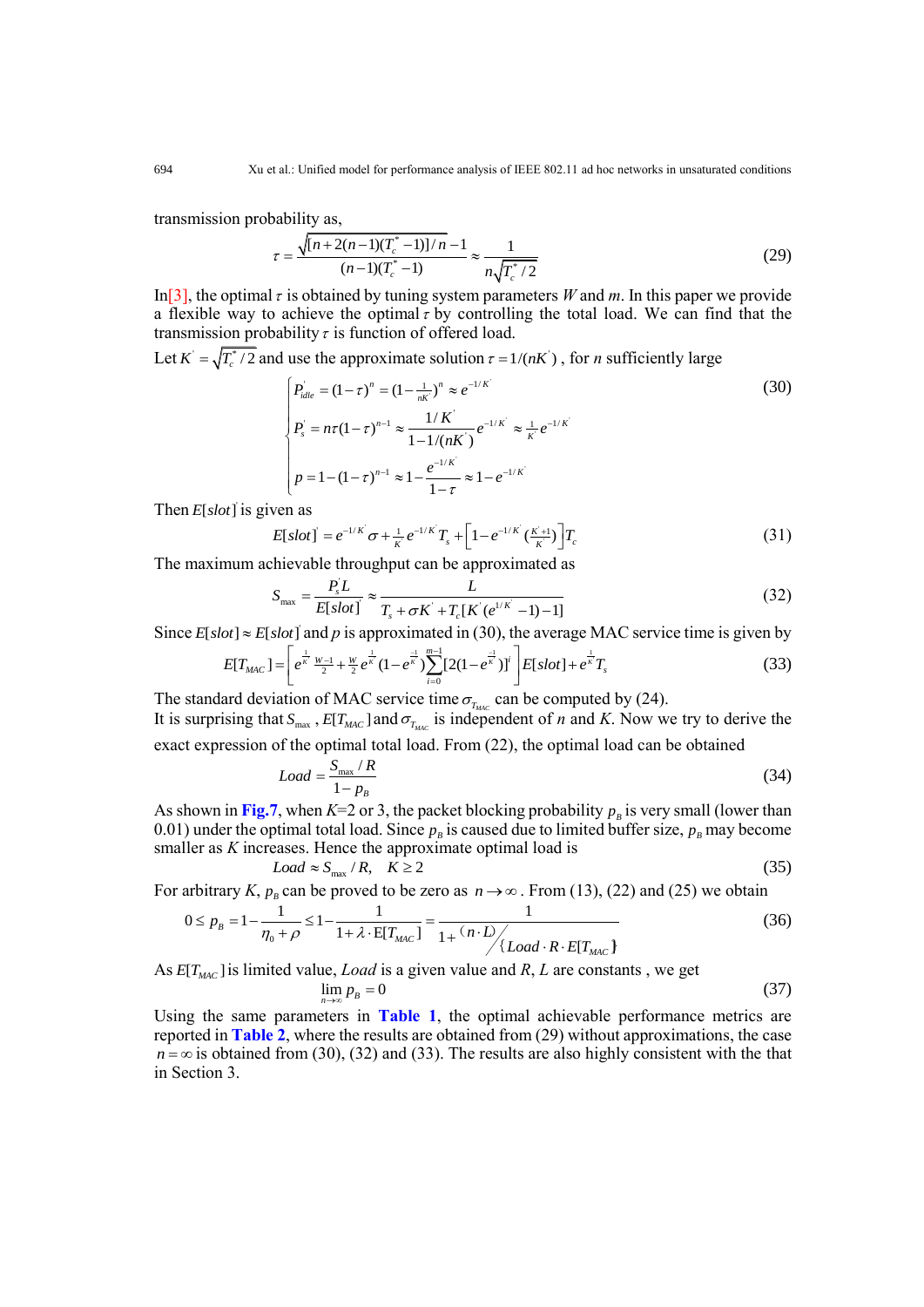transmission probability as,

$$\tau = \frac{\sqrt{[n+2(n-1)(T_c^*-1)]/n}-1}{(n-1)(T_c^*-1)} \approx \frac{1}{n\sqrt{T_c^*/2}} \tag{29}$$

In[3], the optimal $\tau$ is obtained by tuning system parameters $W$ and $m$. In this paper we provide a flexible way to achieve the optimal $\tau$ by controlling the total load. We can find that the transmission probability $\tau$ is function of offered load.

Let $K' = \sqrt{T_c^*/2}$ and use the approximate solution $\tau = 1/(nK')$, for $n$ sufficiently large

$$\begin{cases} P_{idle}' = (1-\tau)^n = (1-\frac{1}{nK'})^n \approx e^{-1/K'} \\ P_s' = n\tau(1-\tau)^{n-1} \approx \dfrac{1/K'}{1-1/(nK')} e^{-1/K'} \approx \frac{1}{K'} e^{-1/K'} \\ p = 1-(1-\tau)^{n-1} \approx 1 - \dfrac{e^{-1/K'}}{1-\tau} \approx 1-e^{-1/K'} \end{cases} \tag{30}$$

Then $E[slot]'$ is given as

$$E[slot]' = e^{-1/K'}\sigma + \tfrac{1}{K'} e^{-1/K'} T_s + \left[1-e^{-1/K'}\left(\tfrac{K'+1}{K'}\right)\right] T_c \tag{31}$$

The maximum achievable throughput can be approximated as

$$S_{\max} = \frac{P_s' L}{E[slot]'} \approx \frac{L}{T_s + \sigma K' + T_c[K'(e^{1/K'}-1)-1]} \tag{32}$$

Since $E[slot] \approx E[slot]'$ and $p$ is approximated in (30), the average MAC service time is given by

$$E[T_{MAC}] = \left[ e^{\frac{1}{K'}} \frac{W-1}{2} + \frac{W}{2} e^{\frac{1}{K'}} (1-e^{\frac{-1}{K'}}) \sum_{i=0}^{m-1} [2(1-e^{\frac{-1}{K'}})]^i \right] E[slot] + e^{\frac{1}{K'}} T_s \tag{33}$$

The standard deviation of MAC service time $\sigma_{T_{MAC}}$ can be computed by (24).

It is surprising that $S_{\max}$, $E[T_{MAC}]$ and $\sigma_{T_{MAC}}$ is independent of $n$ and $K$. Now we try to derive the exact expression of the optimal total load. From (22), the optimal load can be obtained

$$Load = \frac{S_{\max}/R}{1-p_B} \tag{34}$$

As shown in **Fig.7**, when $K$=2 or 3, the packet blocking probability $p_B$ is very small (lower than 0.01) under the optimal total load. Since $p_B$ is caused due to limited buffer size, $p_B$ may become smaller as $K$ increases. Hence the approximate optimal load is

$$Load \approx S_{\max}/R, \quad K \ge 2 \tag{35}$$

For arbitrary $K$, $p_B$ can be proved to be zero as $n \to \infty$. From (13), (22) and (25) we obtain

$$0 \le p_B = 1 - \frac{1}{\eta_0 + \rho} \le 1 - \frac{1}{1+\lambda \cdot \mathrm{E}[T_{MAC}]} = \frac{1}{1 + (n \cdot L) \big/ \{Load \cdot R \cdot E[T_{MAC}]\}} \tag{36}$$

As $E[T_{MAC}]$ is limited value, $Load$ is a given value and $R$, $L$ are constants , we get

$$\lim_{n \to \infty} p_B = 0 \tag{37}$$

Using the same parameters in **Table 1**, the optimal achievable performance metrics are reported in **Table 2**, where the results are obtained from (29) without approximations, the case $n = \infty$ is obtained from (30), (32) and (33). The results are also highly consistent with the that in Section 3.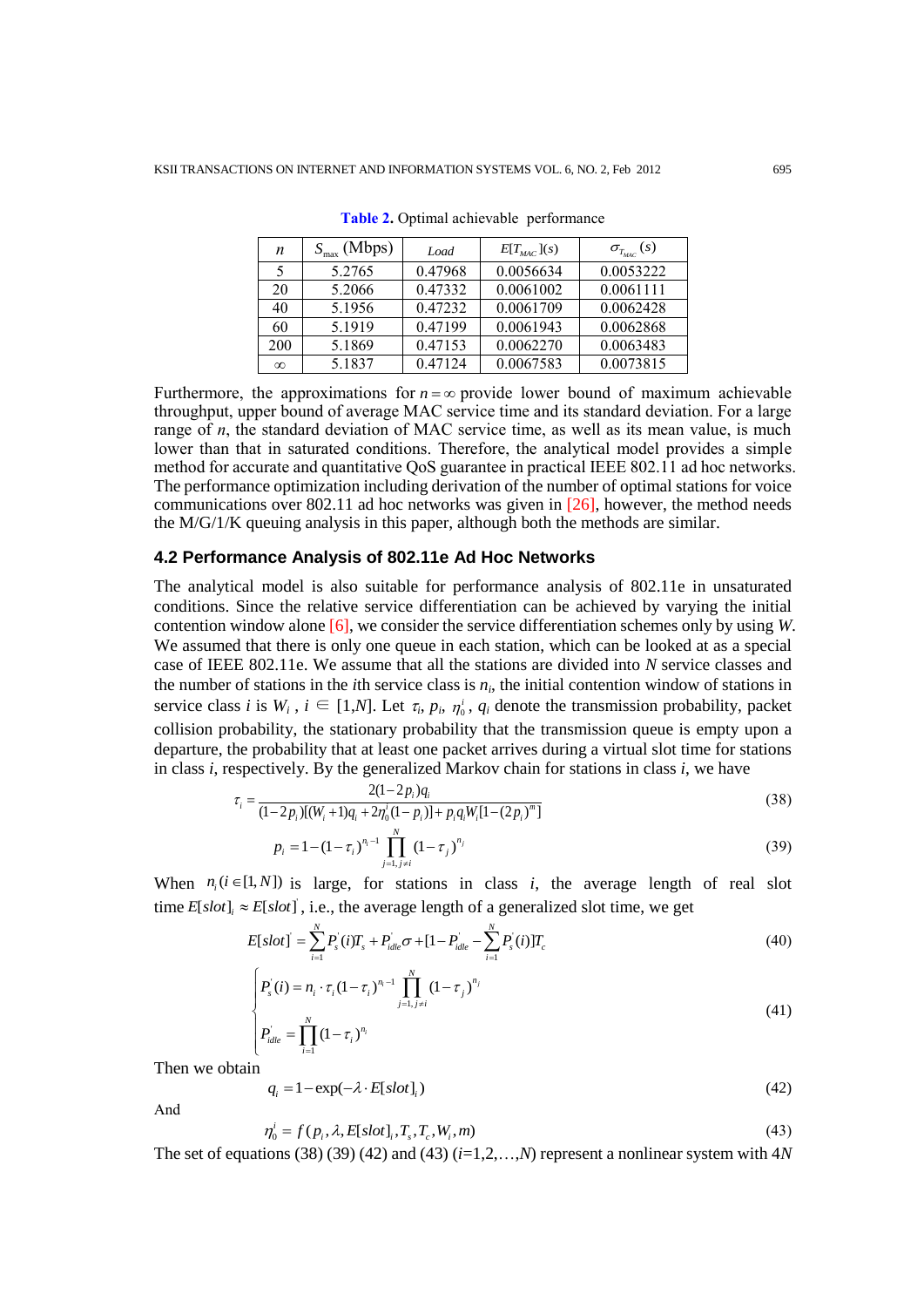**Table 2.** Optimal achievable performance

| $n$ | $S_{\max}$ (Mbps) | *Load* | $E[T_{MAC}](s)$ | $\sigma_{T_{MAC}}(s)$ |
|---|---|---|---|---|
| 5 | 5.2765 | 0.47968 | 0.0056634 | 0.0053222 |
| 20 | 5.2066 | 0.47332 | 0.0061002 | 0.0061111 |
| 40 | 5.1956 | 0.47232 | 0.0061709 | 0.0062428 |
| 60 | 5.1919 | 0.47199 | 0.0061943 | 0.0062868 |
| 200 | 5.1869 | 0.47153 | 0.0062270 | 0.0063483 |
| $\infty$ | 5.1837 | 0.47124 | 0.0067583 | 0.0073815 |

Furthermore, the approximations for $n=\infty$ provide lower bound of maximum achievable throughput, upper bound of average MAC service time and its standard deviation. For a large range of $n$, the standard deviation of MAC service time, as well as its mean value, is much lower than that in saturated conditions. Therefore, the analytical model provides a simple method for accurate and quantitative QoS guarantee in practical IEEE 802.11 ad hoc networks. The performance optimization including derivation of the number of optimal stations for voice communications over 802.11 ad hoc networks was given in [26], however, the method needs the M/G/1/K queuing analysis in this paper, although both the methods are similar.

### 4.2 Performance Analysis of 802.11e Ad Hoc Networks

The analytical model is also suitable for performance analysis of 802.11e in unsaturated conditions. Since the relative service differentiation can be achieved by varying the initial contention window alone [6], we consider the service differentiation schemes only by using $W$. We assumed that there is only one queue in each station, which can be looked at as a special case of IEEE 802.11e. We assume that all the stations are divided into $N$ service classes and the number of stations in the $i$th service class is $n_i$, the initial contention window of stations in service class $i$ is $W_i$ , $i \in [1,N]$. Let $\tau_i$, $p_i$, $\eta_0^i$, $q_i$ denote the transmission probability, packet collision probability, the stationary probability that the transmission queue is empty upon a departure, the probability that at least one packet arrives during a virtual slot time for stations in class $i$, respectively. By the generalized Markov chain for stations in class $i$, we have

$$\tau_i = \frac{2(1-2p_i)q_i}{(1-2p_i)[(W_i+1)q_i + 2\eta_0^i(1-p_i)] + p_i q_i W_i[1-(2p_i)^m]} \tag{38}$$

$$p_i = 1-(1-\tau_i)^{n_i-1}\prod_{j=1,j\neq i}^{N}(1-\tau_j)^{n_j} \tag{39}$$

When $n_i (i \in [1,N])$ is large, for stations in class $i$, the average length of real slot time $E[slot]_i \approx E[slot]^{'}$, i.e., the average length of a generalized slot time, we get

$$E[slot]^{'} = \sum_{i=1}^{N} P_s^{'}(i)T_s + P_{idle}^{'}\sigma + [1-P_{idle}^{'} - \sum_{i=1}^{N} P_s^{'}(i)]T_c \tag{40}$$

$$\begin{cases} P_s^{'}(i) = n_i \cdot \tau_i (1-\tau_i)^{n_i-1} \prod_{j=1,j\neq i}^{N} (1-\tau_j)^{n_j} \\ P_{idle}^{'} = \prod_{i=1}^{N} (1-\tau_i)^{n_i} \end{cases} \tag{41}$$

Then we obtain

$$q_i = 1-\exp(-\lambda \cdot E[slot]_i) \tag{42}$$

And

$$\eta_0^i = f(p_i, \lambda, E[slot]_i, T_s, T_c, W_i, m) \tag{43}$$

The set of equations (38) (39) (42) and (43) ($i$=1,2,…,$N$) represent a nonlinear system with 4$N$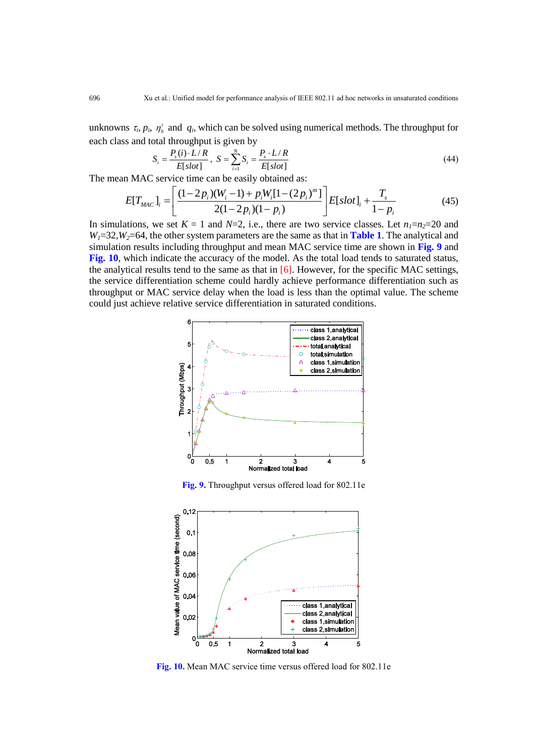unknowns $\tau_i$, $p_i$, $\eta_0^i$ and $q_i$, which can be solved using numerical methods. The throughput for each class and total throughput is given by

$$S_i = \frac{P_s(i) \cdot L/R}{E[slot]},\ S = \sum_{i=1}^{N} S_i = \frac{P_s \cdot L/R}{E[slot]} \tag{44}$$

The mean MAC service time can be easily obtained as:

$$E[T_{MAC}]_i = \left[\frac{(1-2p_i)(W_i-1) + p_i W_i[1-(2p_i)^m]}{2(1-2p_i)(1-p_i)}\right] E[slot]_i + \frac{T_s}{1-p_i} \tag{45}$$

In simulations, we set $K$ = 1 and $N$=2, i.e., there are two service classes. Let $n_1$=$n_2$=20 and $W_1$=32,$W_2$=64, the other system parameters are the same as that in **Table 1**. The analytical and simulation results including throughput and mean MAC service time are shown in **Fig. 9** and **Fig. 10**, which indicate the accuracy of the model. As the total load tends to saturated status, the analytical results tend to the same as that in [6]. However, for the specific MAC settings, the service differentiation scheme could hardly achieve performance differentiation such as throughput or MAC service delay when the load is less than the optimal value. The scheme could just achieve relative service differentiation in saturated conditions.

**Fig. 9.** Throughput versus offered load for 802.11e

**Fig. 10.** Mean MAC service time versus offered load for 802.11e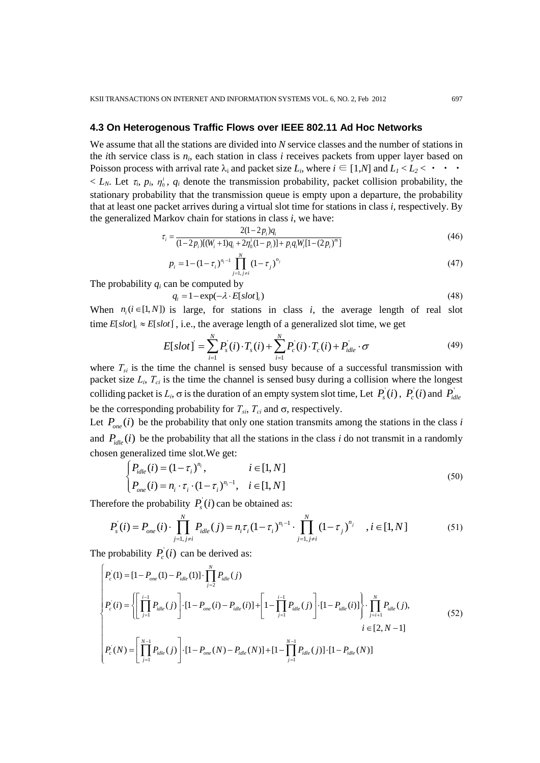### 4.3 On Heterogenous Traffic Flows over IEEE 802.11 Ad Hoc Networks

We assume that all the stations are divided into $N$ service classes and the number of stations in the $i$th service class is $n_i$, each station in class $i$ receives packets from upper layer based on Poisson process with arrival rate $\lambda_i$ and packet size $L_i$, where $i \in [1,N]$ and $L_1 < L_2 < \cdot\cdot\cdot < L_N$. Let $\tau_i$, $p_i$, $\eta_0^i$, $q_i$ denote the transmission probability, packet collision probability, the stationary probability that the transmission queue is empty upon a departure, the probability that at least one packet arrives during a virtual slot time for stations in class $i$, respectively. By the generalized Markov chain for stations in class $i$, we have:

$$\tau_i = \frac{2(1-2p_i)q_i}{(1-2p_i)[(W_i+1)q_i + 2\eta_0^i(1-p_i)] + p_i q_i W_i [1-(2p_i)^m]} \tag{46}$$

$$p_i = 1-(1-\tau_i)^{n_i-1}\prod_{j=1,\, j\neq i}^{N}(1-\tau_j)^{n_j} \tag{47}$$

The probability $q_i$ can be computed by

$$q_i = 1-\exp(-\lambda \cdot E[slot]_i) \tag{48}$$

When $n_i (i \in [1,N])$ is large, for stations in class $i$, the average length of real slot time $E[slot]_i \approx E[slot]^{'}$, i.e., the average length of a generalized slot time, we get

$$E[slot]^{'} = \sum_{i=1}^{N} P_s^{'}(i)\cdot T_s(i) + \sum_{i=1}^{N} P_c^{'}(i)\cdot T_c(i) + P_{idle}^{'}\cdot\sigma \tag{49}$$

where $T_{si}$ is the time the channel is sensed busy because of a successful transmission with packet size $L_i$, $T_{ci}$ is the time the channel is sensed busy during a collision where the longest colliding packet is $L_i$, $\sigma$ is the duration of an empty system slot time, Let $P_s^{'}(i)$, $P_c^{'}(i)$ and $P_{idle}^{'}$ be the corresponding probability for $T_{si}$, $T_{ci}$ and $\sigma$, respectively.

Let $P_{one}(i)$ be the probability that only one station transmits among the stations in the class $i$ and $P_{idle}(i)$ be the probability that all the stations in the class $i$ do not transmit in a randomly chosen generalized time slot.We get:

$$\begin{cases} P_{idle}(i) = (1-\tau_i)^{n_i}, & i \in [1,N] \\ P_{one}(i) = n_i \cdot \tau_i \cdot (1-\tau_i)^{n_i-1}, & i \in [1,N] \end{cases} \tag{50}$$

Therefore the probability $P_s^{'}(i)$ can be obtained as:

$$P_s^{'}(i) = P_{one}(i)\cdot \prod_{j=1,\, j\neq i}^{N} P_{idle}(j) = n_i\tau_i(1-\tau_i)^{n_i-1}\cdot \prod_{j=1,\, j\neq i}^{N}(1-\tau_j)^{n_j} \quad , i \in [1,N] \tag{51}$$

The probability $P_c^{'}(i)$ can be derived as:

$$\begin{cases} P_c^{'}(1) = [1-P_{one}(1)-P_{idle}(1)]\cdot \prod_{j=2}^{N} P_{idle}(j) \\ P_c^{'}(i) = \left\{ \left[\prod_{j=1}^{i-1} P_{idle}(j)\right]\cdot[1-P_{one}(i)-P_{idle}(i)] + \left[1-\prod_{j=1}^{i-1}P_{idle}(j)\right]\cdot[1-P_{idle}(i)] \right\}\cdot \prod_{j=i+1}^{N} P_{idle}(j), \\ \qquad\qquad i \in [2, N-1] \\ P_c^{'}(N) = \left[\prod_{j=1}^{N-1} P_{idle}(j)\right]\cdot[1-P_{one}(N)-P_{idle}(N)] + [1-\prod_{j=1}^{N-1}P_{idle}(j)]\cdot[1-P_{idle}(N)] \end{cases} \tag{52}$$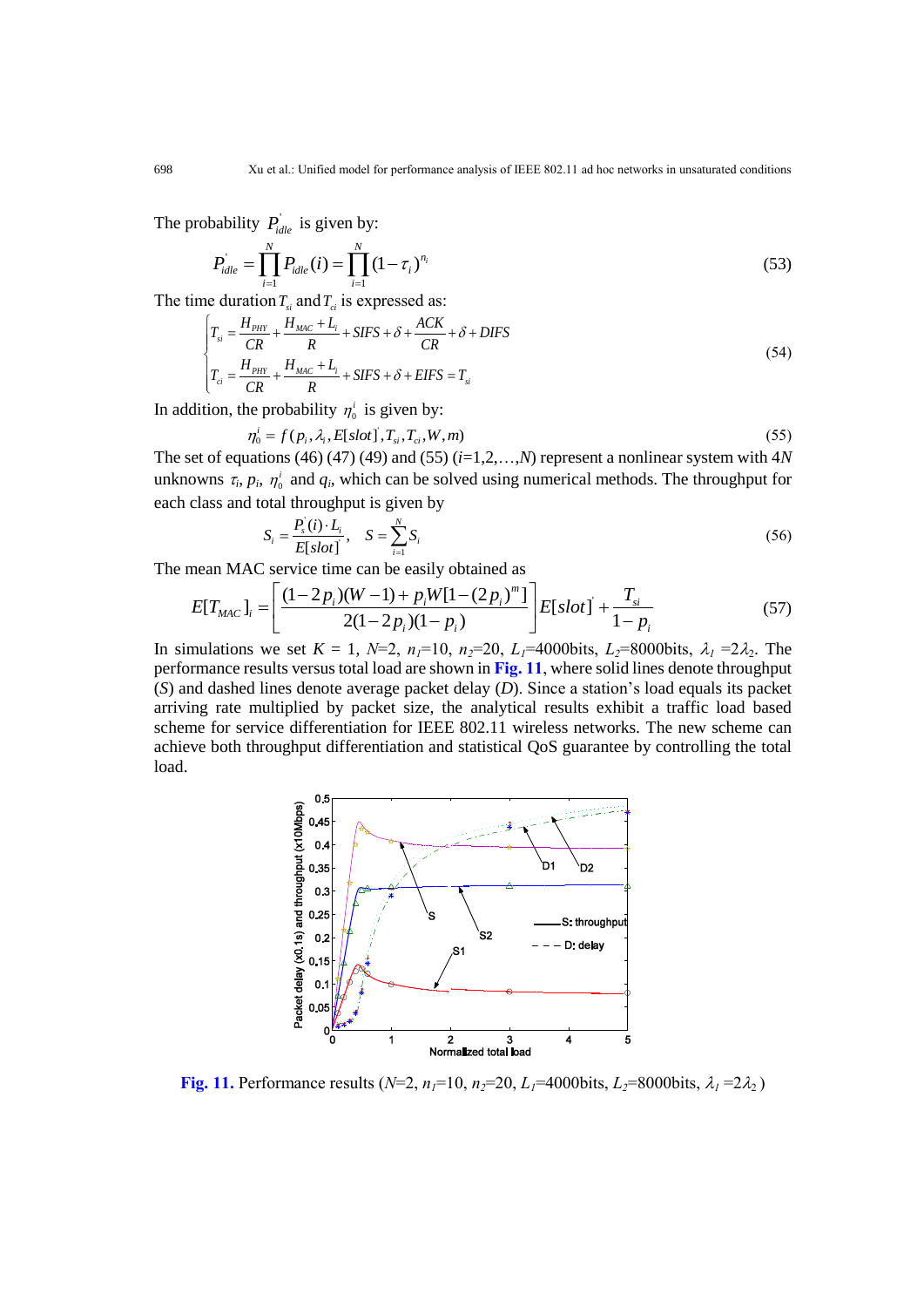The probability $P'_{idle}$ is given by:

$$P'_{idle} = \prod_{i=1}^{N} P_{idle}(i) = \prod_{i=1}^{N} (1-\tau_i)^{n_i} \tag{53}$$

The time duration $T_{si}$ and $T_{ci}$ is expressed as:

$$\begin{cases} T_{si} = \dfrac{H_{PHY}}{CR} + \dfrac{H_{MAC}+L_i}{R} + SIFS + \delta + \dfrac{ACK}{CR} + \delta + DIFS \\ T_{ci} = \dfrac{H_{PHY}}{CR} + \dfrac{H_{MAC}+L_i}{R} + SIFS + \delta + EIFS = T_{si} \end{cases} \tag{54}$$

In addition, the probability $\eta_0^i$ is given by:

$$\eta_0^i = f(p_i, \lambda_i, E[slot]', T_{si}, T_{ci}, W, m) \tag{55}$$

The set of equations (46) (47) (49) and (55) ($i$=1,2,…,$N$) represent a nonlinear system with 4$N$ unknowns $\tau_i$, $p_i$, $\eta_0^i$ and $q_i$, which can be solved using numerical methods. The throughput for each class and total throughput is given by

$$S_i = \frac{P_s'(i)\cdot L_i}{E[slot]'}, \quad S = \sum_{i=1}^{N} S_i \tag{56}$$

The mean MAC service time can be easily obtained as

$$E[T_{MAC}]_i = \left[\frac{(1-2p_i)(W-1) + p_i W[1-(2p_i)^m]}{2(1-2p_i)(1-p_i)}\right] E[slot]' + \frac{T_{si}}{1-p_i} \tag{57}$$

In simulations we set $K$ = 1, $N$=2, $n_1$=10, $n_2$=20, $L_1$=4000bits, $L_2$=8000bits, $\lambda_1 = 2\lambda_2$. The performance results versus total load are shown in **Fig. 11**, where solid lines denote throughput ($S$) and dashed lines denote average packet delay ($D$). Since a station's load equals its packet arriving rate multiplied by packet size, the analytical results exhibit a traffic load based scheme for service differentiation for IEEE 802.11 wireless networks. The new scheme can achieve both throughput differentiation and statistical QoS guarantee by controlling the total load.

**Fig. 11.** Performance results ($N$=2, $n_1$=10, $n_2$=20, $L_1$=4000bits, $L_2$=8000bits, $\lambda_1 = 2\lambda_2$)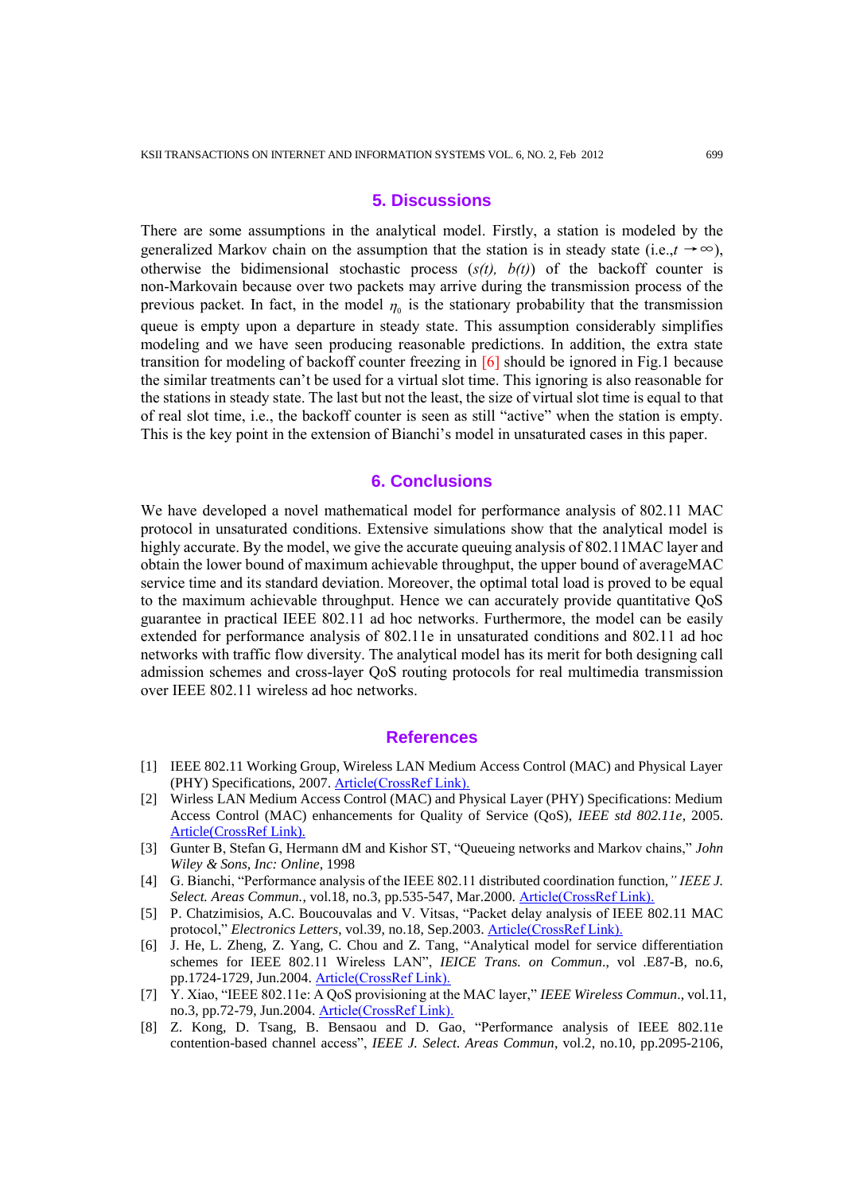## 5. Discussions

There are some assumptions in the analytical model. Firstly, a station is modeled by the generalized Markov chain on the assumption that the station is in steady state (i.e.,$t \rightarrow \infty$), otherwise the bidimensional stochastic process $(s(t),\ b(t))$ of the backoff counter is non-Markovain because over two packets may arrive during the transmission process of the previous packet. In fact, in the model $\eta_0$ is the stationary probability that the transmission queue is empty upon a departure in steady state. This assumption considerably simplifies modeling and we have seen producing reasonable predictions. In addition, the extra state transition for modeling of backoff counter freezing in [6] should be ignored in Fig.1 because the similar treatments can't be used for a virtual slot time. This ignoring is also reasonable for the stations in steady state. The last but not the least, the size of virtual slot time is equal to that of real slot time, i.e., the backoff counter is seen as still "active" when the station is empty. This is the key point in the extension of Bianchi's model in unsaturated cases in this paper.

## 6. Conclusions

We have developed a novel mathematical model for performance analysis of 802.11 MAC protocol in unsaturated conditions. Extensive simulations show that the analytical model is highly accurate. By the model, we give the accurate queuing analysis of 802.11MAC layer and obtain the lower bound of maximum achievable throughput, the upper bound of averageMAC service time and its standard deviation. Moreover, the optimal total load is proved to be equal to the maximum achievable throughput. Hence we can accurately provide quantitative QoS guarantee in practical IEEE 802.11 ad hoc networks. Furthermore, the model can be easily extended for performance analysis of 802.11e in unsaturated conditions and 802.11 ad hoc networks with traffic flow diversity. The analytical model has its merit for both designing call admission schemes and cross-layer QoS routing protocols for real multimedia transmission over IEEE 802.11 wireless ad hoc networks.

## References

[1] IEEE 802.11 Working Group, Wireless LAN Medium Access Control (MAC) and Physical Layer (PHY) Specifications, 2007. Article(CrossRef Link).

[2] Wirless LAN Medium Access Control (MAC) and Physical Layer (PHY) Specifications: Medium Access Control (MAC) enhancements for Quality of Service (QoS), *IEEE std 802.11e*, 2005. Article(CrossRef Link).

[3] Gunter B, Stefan G, Hermann dM and Kishor ST, "Queueing networks and Markov chains," *John Wiley & Sons, Inc: Online*, 1998

[4] G. Bianchi, "Performance analysis of the IEEE 802.11 distributed coordination function," *IEEE J. Select. Areas Commun.*, vol.18, no.3, pp.535-547, Mar.2000. Article(CrossRef Link).

[5] P. Chatzimisios, A.C. Boucouvalas and V. Vitsas, "Packet delay analysis of IEEE 802.11 MAC protocol," *Electronics Letters*, vol.39, no.18, Sep.2003. Article(CrossRef Link).

[6] J. He, L. Zheng, Z. Yang, C. Chou and Z. Tang, "Analytical model for service differentiation schemes for IEEE 802.11 Wireless LAN", *IEICE Trans. on Commun.*, vol .E87-B, no.6, pp.1724-1729, Jun.2004. Article(CrossRef Link).

[7] Y. Xiao, "IEEE 802.11e: A QoS provisioning at the MAC layer," *IEEE Wireless Commun.*, vol.11, no.3, pp.72-79, Jun.2004. Article(CrossRef Link).

[8] Z. Kong, D. Tsang, B. Bensaou and D. Gao, "Performance analysis of IEEE 802.11e contention-based channel access", *IEEE J. Select. Areas Commun*, vol.2, no.10, pp.2095-2106,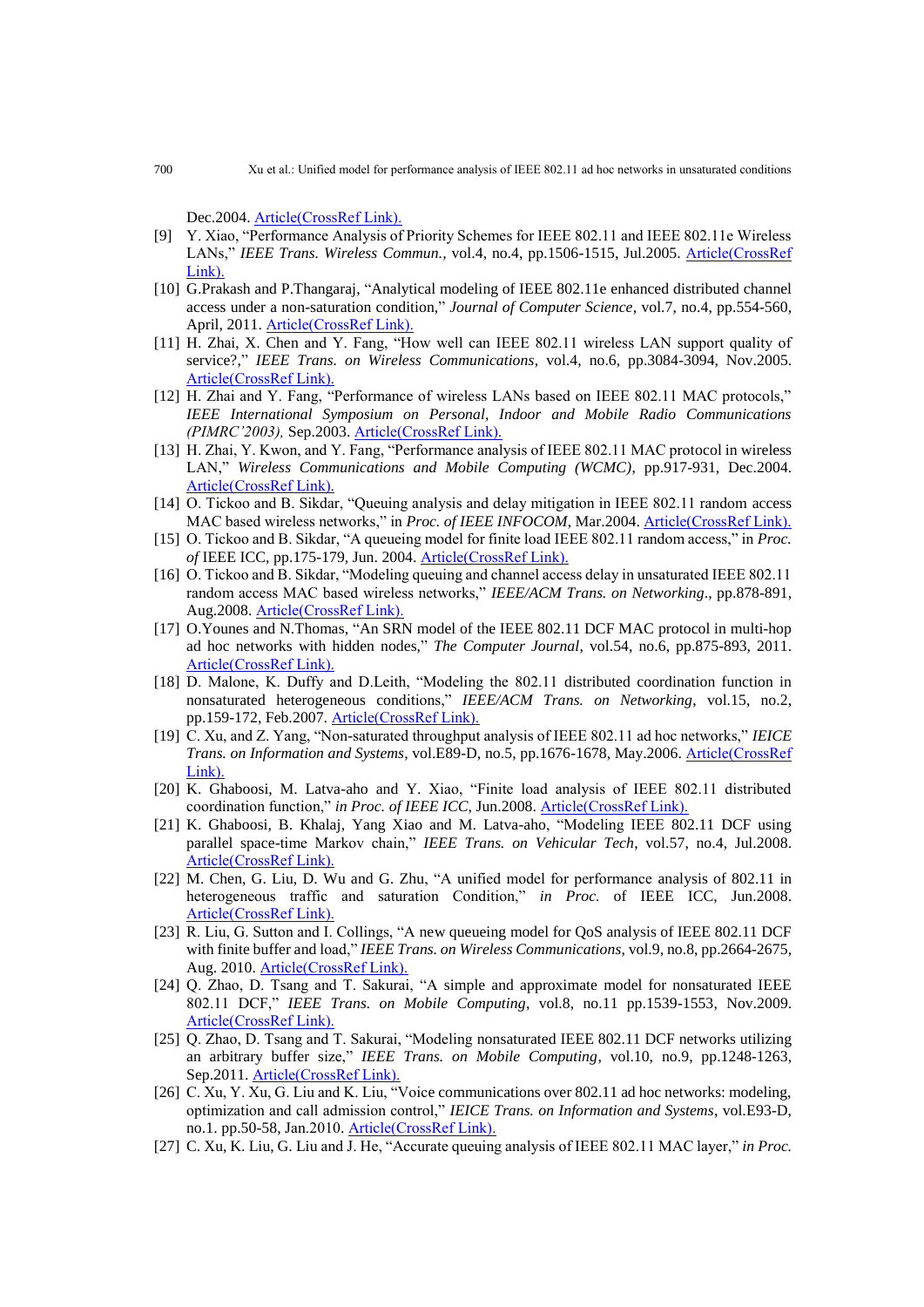Dec.2004. Article(CrossRef Link).

[9] Y. Xiao, "Performance Analysis of Priority Schemes for IEEE 802.11 and IEEE 802.11e Wireless LANs," *IEEE Trans. Wireless Commun.*, vol.4, no.4, pp.1506-1515, Jul.2005. Article(CrossRef Link).

[10] G.Prakash and P.Thangaraj, "Analytical modeling of IEEE 802.11e enhanced distributed channel access under a non-saturation condition," *Journal of Computer Science*, vol.7, no.4, pp.554-560, April, 2011. Article(CrossRef Link).

[11] H. Zhai, X. Chen and Y. Fang, "How well can IEEE 802.11 wireless LAN support quality of service?," *IEEE Trans. on Wireless Communications*, vol.4, no.6, pp.3084-3094, Nov.2005. Article(CrossRef Link).

[12] H. Zhai and Y. Fang, "Performance of wireless LANs based on IEEE 802.11 MAC protocols," *IEEE International Symposium on Personal, Indoor and Mobile Radio Communications (PIMRC'2003),* Sep.2003. Article(CrossRef Link).

[13] H. Zhai, Y. Kwon, and Y. Fang, "Performance analysis of IEEE 802.11 MAC protocol in wireless LAN," *Wireless Communications and Mobile Computing (WCMC)*, pp.917-931, Dec.2004. Article(CrossRef Link).

[14] O. Tickoo and B. Sikdar, "Queuing analysis and delay mitigation in IEEE 802.11 random access MAC based wireless networks," in *Proc. of IEEE INFOCOM*, Mar.2004. Article(CrossRef Link).

[15] O. Tickoo and B. Sikdar, "A queueing model for finite load IEEE 802.11 random access," in *Proc. of* IEEE ICC, pp.175-179, Jun. 2004. Article(CrossRef Link).

[16] O. Tickoo and B. Sikdar, "Modeling queuing and channel access delay in unsaturated IEEE 802.11 random access MAC based wireless networks," *IEEE/ACM Trans. on Networking*., pp.878-891, Aug.2008. Article(CrossRef Link).

[17] O.Younes and N.Thomas, "An SRN model of the IEEE 802.11 DCF MAC protocol in multi-hop ad hoc networks with hidden nodes," *The Computer Journal*, vol.54, no.6, pp.875-893, 2011. Article(CrossRef Link).

[18] D. Malone, K. Duffy and D.Leith, "Modeling the 802.11 distributed coordination function in nonsaturated heterogeneous conditions," *IEEE/ACM Trans. on Networking*, vol.15, no.2, pp.159-172, Feb.2007. Article(CrossRef Link).

[19] C. Xu, and Z. Yang, "Non-saturated throughput analysis of IEEE 802.11 ad hoc networks," *IEICE Trans. on Information and Systems*, vol.E89-D, no.5, pp.1676-1678, May.2006. Article(CrossRef Link).

[20] K. Ghaboosi, M. Latva-aho and Y. Xiao, "Finite load analysis of IEEE 802.11 distributed coordination function," *in Proc. of IEEE ICC,* Jun.2008. Article(CrossRef Link).

[21] K. Ghaboosi, B. Khalaj, Yang Xiao and M. Latva-aho, "Modeling IEEE 802.11 DCF using parallel space-time Markov chain," *IEEE Trans. on Vehicular Tech*, vol.57, no.4, Jul.2008. Article(CrossRef Link).

[22] M. Chen, G. Liu, D. Wu and G. Zhu, "A unified model for performance analysis of 802.11 in heterogeneous traffic and saturation Condition," *in Proc.* of IEEE ICC, Jun.2008. Article(CrossRef Link).

[23] R. Liu, G. Sutton and I. Collings, "A new queueing model for QoS analysis of IEEE 802.11 DCF with finite buffer and load," *IEEE Trans. on Wireless Communications,* vol.9, no.8, pp.2664-2675, Aug. 2010. Article(CrossRef Link).

[24] Q. Zhao, D. Tsang and T. Sakurai, "A simple and approximate model for nonsaturated IEEE 802.11 DCF," *IEEE Trans. on Mobile Computing*, vol.8, no.11 pp.1539-1553, Nov.2009. Article(CrossRef Link).

[25] Q. Zhao, D. Tsang and T. Sakurai, "Modeling nonsaturated IEEE 802.11 DCF networks utilizing an arbitrary buffer size," *IEEE Trans. on Mobile Computing*, vol.10, no.9, pp.1248-1263, Sep.2011. Article(CrossRef Link).

[26] C. Xu, Y. Xu, G. Liu and K. Liu, "Voice communications over 802.11 ad hoc networks: modeling, optimization and call admission control," *IEICE Trans. on Information and Systems*, vol.E93-D, no.1. pp.50-58, Jan.2010. Article(CrossRef Link).

[27] C. Xu, K. Liu, G. Liu and J. He, "Accurate queuing analysis of IEEE 802.11 MAC layer," *in Proc.*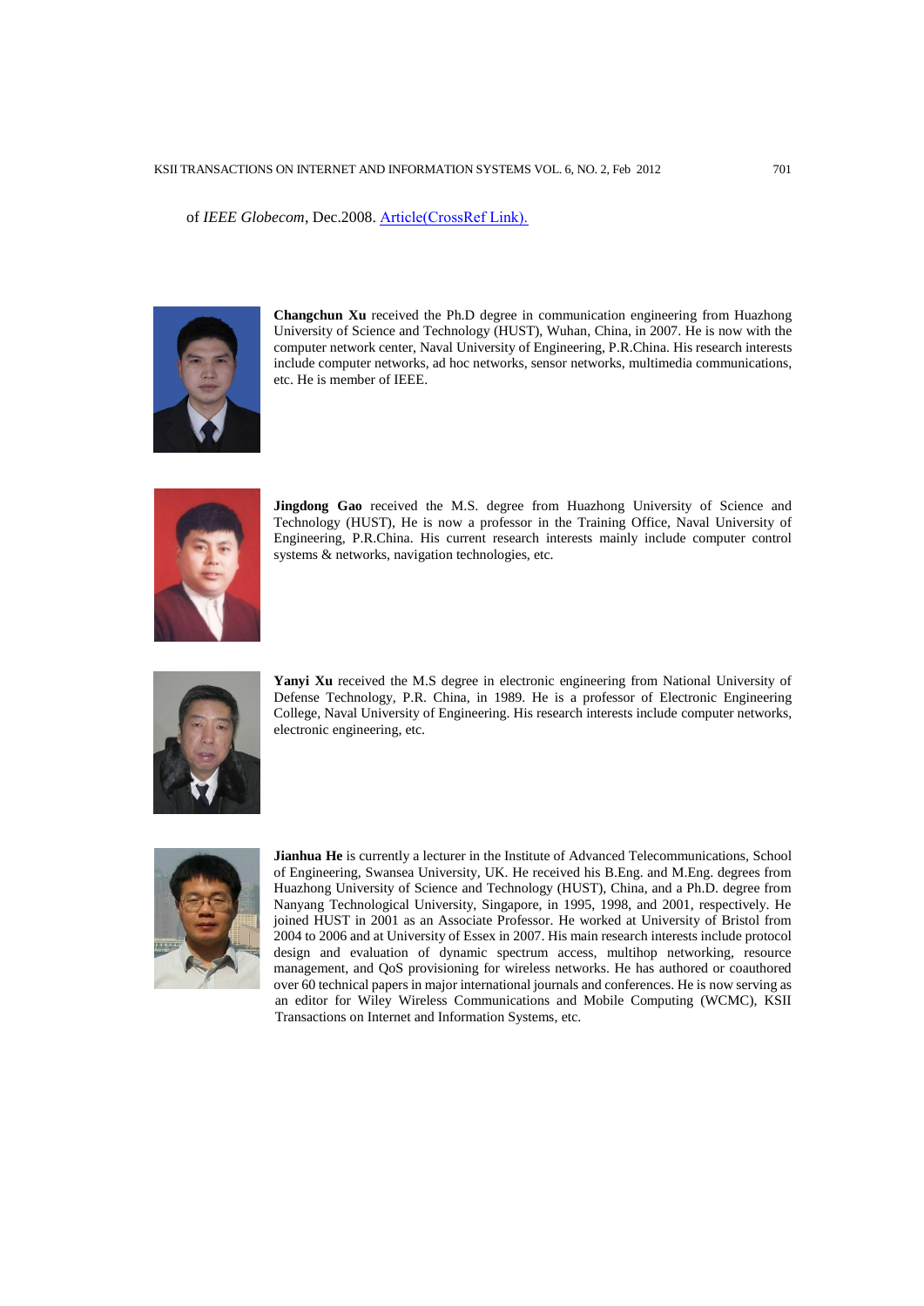of *IEEE Globecom*, Dec.2008. Article(CrossRef Link).

**Changchun Xu** received the Ph.D degree in communication engineering from Huazhong University of Science and Technology (HUST), Wuhan, China, in 2007. He is now with the computer network center, Naval University of Engineering, P.R.China. His research interests include computer networks, ad hoc networks, sensor networks, multimedia communications, etc. He is member of IEEE.

**Jingdong Gao** received the M.S. degree from Huazhong University of Science and Technology (HUST), He is now a professor in the Training Office, Naval University of Engineering, P.R.China. His current research interests mainly include computer control systems & networks, navigation technologies, etc.

**Yanyi Xu** received the M.S degree in electronic engineering from National University of Defense Technology, P.R. China, in 1989. He is a professor of Electronic Engineering College, Naval University of Engineering. His research interests include computer networks, electronic engineering, etc.

**Jianhua He** is currently a lecturer in the Institute of Advanced Telecommunications, School of Engineering, Swansea University, UK. He received his B.Eng. and M.Eng. degrees from Huazhong University of Science and Technology (HUST), China, and a Ph.D. degree from Nanyang Technological University, Singapore, in 1995, 1998, and 2001, respectively. He joined HUST in 2001 as an Associate Professor. He worked at University of Bristol from 2004 to 2006 and at University of Essex in 2007. His main research interests include protocol design and evaluation of dynamic spectrum access, multihop networking, resource management, and QoS provisioning for wireless networks. He has authored or coauthored over 60 technical papers in major international journals and conferences. He is now serving as an editor for Wiley Wireless Communications and Mobile Computing (WCMC), KSII Transactions on Internet and Information Systems, etc.